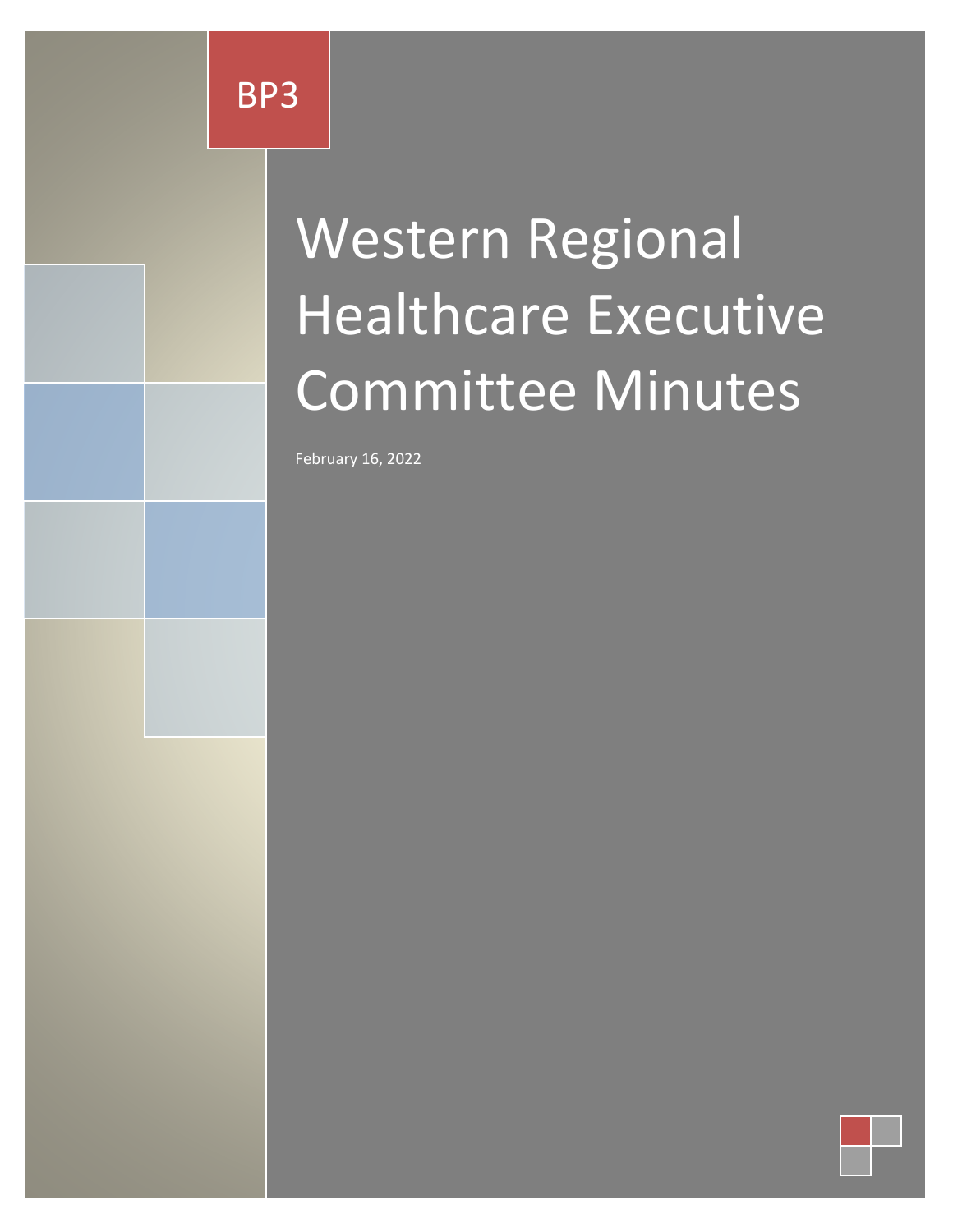BP3

# Western Regional Healthcare Executive Committee Minutes

February 16, 2022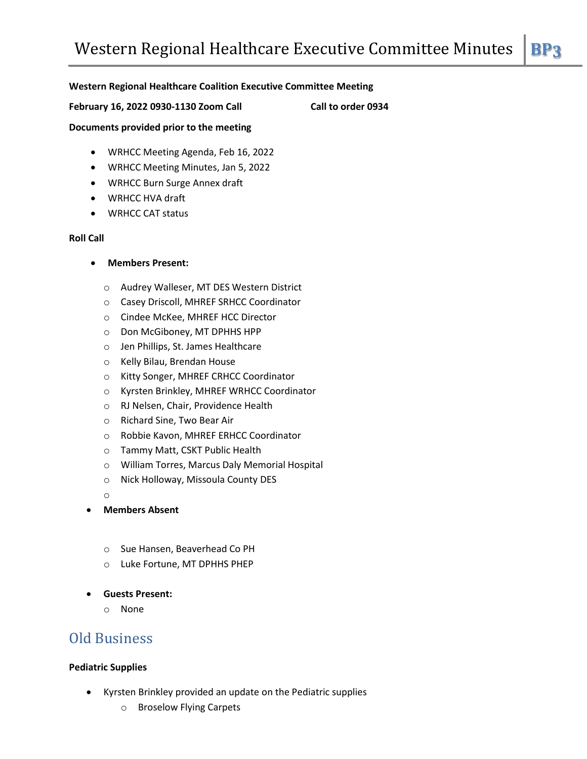**Western Regional Healthcare Coalition Executive Committee Meeting**

**February 16, 2022 0930-1130 Zoom Call** **Call to order 0934**

**Documents provided prior to the meeting**

- WRHCC Meeting Agenda, Feb 16, 2022
- WRHCC Meeting Minutes, Jan 5, 2022
- WRHCC Burn Surge Annex draft
- WRHCC HVA draft
- WRHCC CAT status

**Roll Call**

- **Members Present:**
  - Audrey Walleser, MT DES Western District
  - Casey Driscoll, MHREF SRHCC Coordinator
  - Cindee McKee, MHREF HCC Director
  - Don McGiboney, MT DPHHS HPP
  - Jen Phillips, St. James Healthcare
  - Kelly Bilau, Brendan House
  - Kitty Songer, MHREF CRHCC Coordinator
  - Kyrsten Brinkley, MHREF WRHCC Coordinator
  - RJ Nelsen, Chair, Providence Health
  - Richard Sine, Two Bear Air
  - Robbie Kavon, MHREF ERHCC Coordinator
  - Tammy Matt, CSKT Public Health
  - William Torres, Marcus Daly Memorial Hospital
  - Nick Holloway, Missoula County DES
- **Members Absent**
  - Sue Hansen, Beaverhead Co PH
  - Luke Fortune, MT DPHHS PHEP
- **Guests Present:**
  - None

## Old Business

**Pediatric Supplies**

- Kyrsten Brinkley provided an update on the Pediatric supplies
  - Broselow Flying Carpets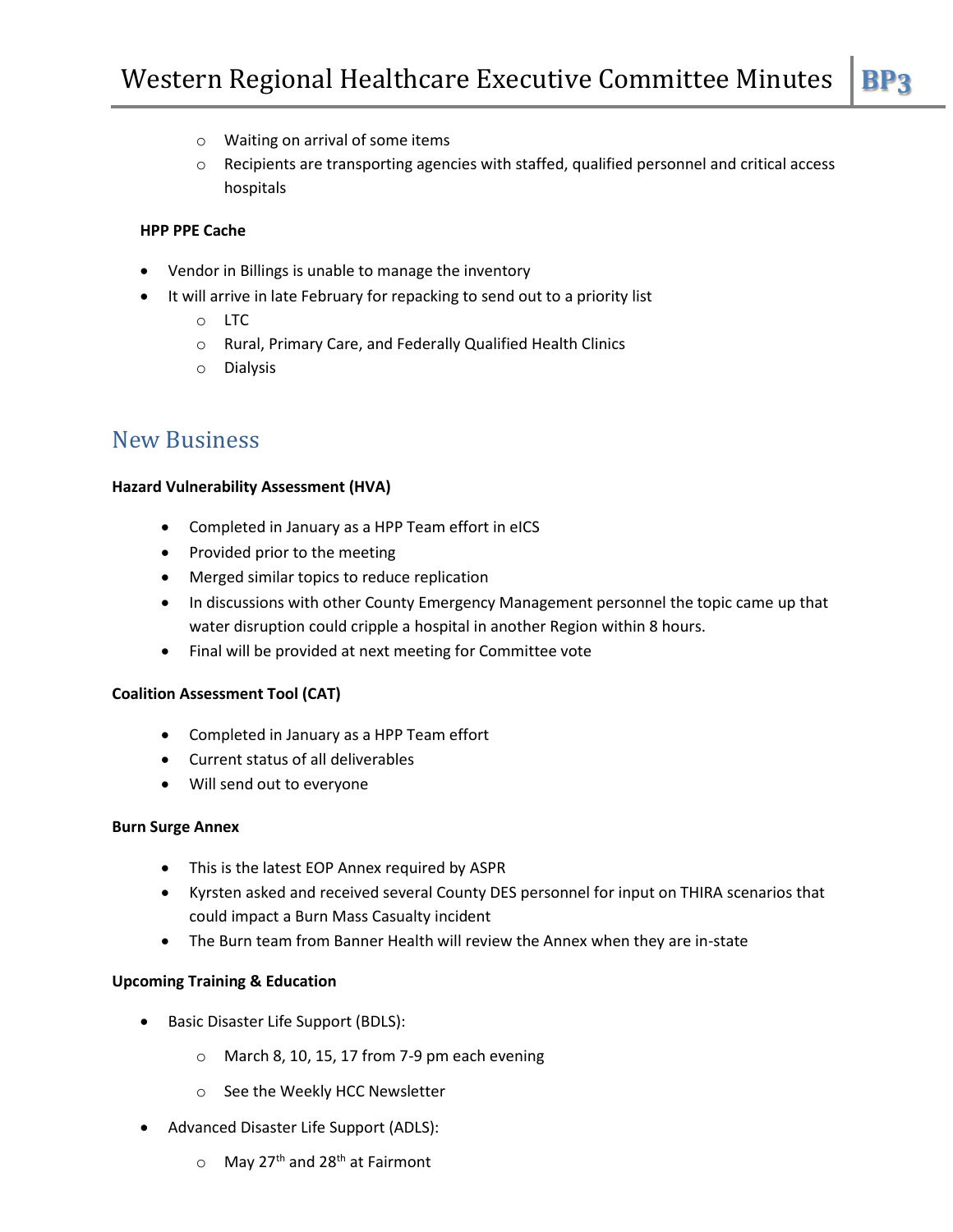- Waiting on arrival of some items
  - Recipients are transporting agencies with staffed, qualified personnel and critical access hospitals

**HPP PPE Cache**

- Vendor in Billings is unable to manage the inventory
- It will arrive in late February for repacking to send out to a priority list
  - LTC
  - Rural, Primary Care, and Federally Qualified Health Clinics
  - Dialysis

## New Business

**Hazard Vulnerability Assessment (HVA)**

- Completed in January as a HPP Team effort in eICS
- Provided prior to the meeting
- Merged similar topics to reduce replication
- In discussions with other County Emergency Management personnel the topic came up that water disruption could cripple a hospital in another Region within 8 hours.
- Final will be provided at next meeting for Committee vote

**Coalition Assessment Tool (CAT)**

- Completed in January as a HPP Team effort
- Current status of all deliverables
- Will send out to everyone

**Burn Surge Annex**

- This is the latest EOP Annex required by ASPR
- Kyrsten asked and received several County DES personnel for input on THIRA scenarios that could impact a Burn Mass Casualty incident
- The Burn team from Banner Health will review the Annex when they are in-state

**Upcoming Training & Education**

- Basic Disaster Life Support (BDLS):
  - March 8, 10, 15, 17 from 7-9 pm each evening
  - See the Weekly HCC Newsletter
- Advanced Disaster Life Support (ADLS):
  - May 27th and 28th at Fairmont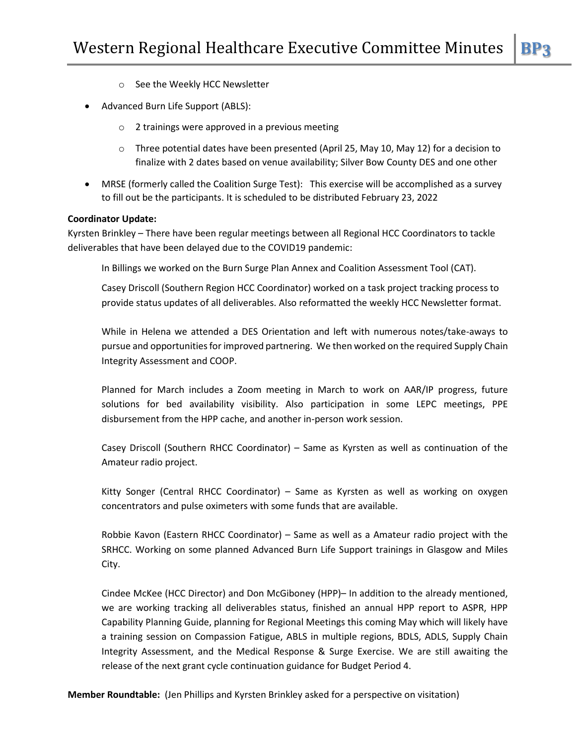- See the Weekly HCC Newsletter

- Advanced Burn Life Support (ABLS):
  - 2 trainings were approved in a previous meeting
  - Three potential dates have been presented (April 25, May 10, May 12) for a decision to finalize with 2 dates based on venue availability; Silver Bow County DES and one other

- MRSE (formerly called the Coalition Surge Test): This exercise will be accomplished as a survey to fill out be the participants. It is scheduled to be distributed February 23, 2022

**Coordinator Update:**
Kyrsten Brinkley – There have been regular meetings between all Regional HCC Coordinators to tackle deliverables that have been delayed due to the COVID19 pandemic:

In Billings we worked on the Burn Surge Plan Annex and Coalition Assessment Tool (CAT).

Casey Driscoll (Southern Region HCC Coordinator) worked on a task project tracking process to provide status updates of all deliverables. Also reformatted the weekly HCC Newsletter format.

While in Helena we attended a DES Orientation and left with numerous notes/take-aways to pursue and opportunities for improved partnering. We then worked on the required Supply Chain Integrity Assessment and COOP.

Planned for March includes a Zoom meeting in March to work on AAR/IP progress, future solutions for bed availability visibility. Also participation in some LEPC meetings, PPE disbursement from the HPP cache, and another in-person work session.

Casey Driscoll (Southern RHCC Coordinator) – Same as Kyrsten as well as continuation of the Amateur radio project.

Kitty Songer (Central RHCC Coordinator) – Same as Kyrsten as well as working on oxygen concentrators and pulse oximeters with some funds that are available.

Robbie Kavon (Eastern RHCC Coordinator) – Same as well as a Amateur radio project with the SRHCC. Working on some planned Advanced Burn Life Support trainings in Glasgow and Miles City.

Cindee McKee (HCC Director) and Don McGiboney (HPP)– In addition to the already mentioned, we are working tracking all deliverables status, finished an annual HPP report to ASPR, HPP Capability Planning Guide, planning for Regional Meetings this coming May which will likely have a training session on Compassion Fatigue, ABLS in multiple regions, BDLS, ADLS, Supply Chain Integrity Assessment, and the Medical Response & Surge Exercise. We are still awaiting the release of the next grant cycle continuation guidance for Budget Period 4.

**Member Roundtable:** (Jen Phillips and Kyrsten Brinkley asked for a perspective on visitation)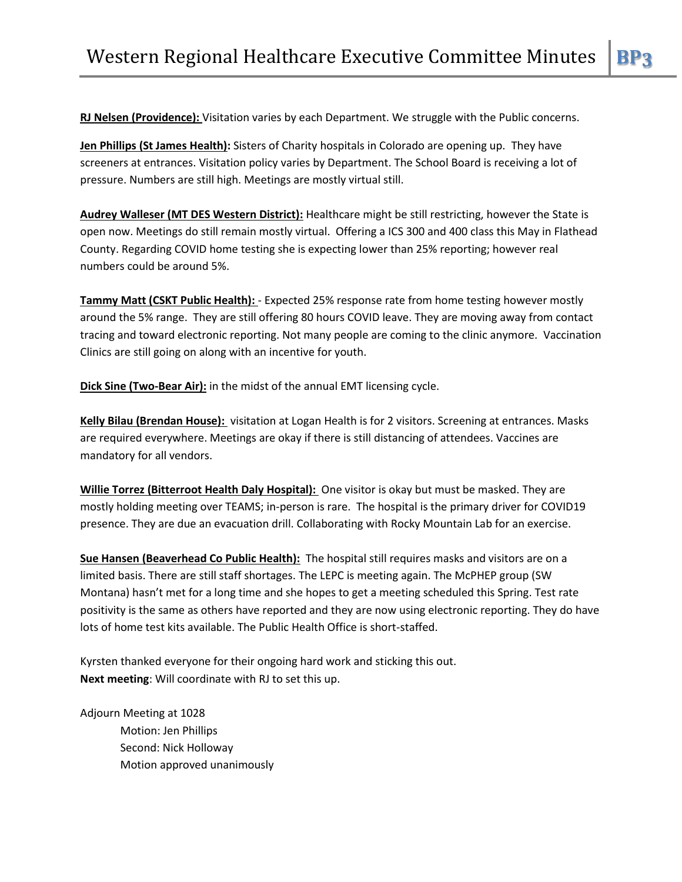**RJ Nelsen (Providence):** Visitation varies by each Department. We struggle with the Public concerns.

**Jen Phillips (St James Health):** Sisters of Charity hospitals in Colorado are opening up. They have screeners at entrances. Visitation policy varies by Department. The School Board is receiving a lot of pressure. Numbers are still high. Meetings are mostly virtual still.

**Audrey Walleser (MT DES Western District):** Healthcare might be still restricting, however the State is open now. Meetings do still remain mostly virtual. Offering a ICS 300 and 400 class this May in Flathead County. Regarding COVID home testing she is expecting lower than 25% reporting; however real numbers could be around 5%.

**Tammy Matt (CSKT Public Health):** - Expected 25% response rate from home testing however mostly around the 5% range. They are still offering 80 hours COVID leave. They are moving away from contact tracing and toward electronic reporting. Not many people are coming to the clinic anymore. Vaccination Clinics are still going on along with an incentive for youth.

**Dick Sine (Two-Bear Air):** in the midst of the annual EMT licensing cycle.

**Kelly Bilau (Brendan House):** visitation at Logan Health is for 2 visitors. Screening at entrances. Masks are required everywhere. Meetings are okay if there is still distancing of attendees. Vaccines are mandatory for all vendors.

**Willie Torrez (Bitterroot Health Daly Hospital):** One visitor is okay but must be masked. They are mostly holding meeting over TEAMS; in-person is rare. The hospital is the primary driver for COVID19 presence. They are due an evacuation drill. Collaborating with Rocky Mountain Lab for an exercise.

**Sue Hansen (Beaverhead Co Public Health):** The hospital still requires masks and visitors are on a limited basis. There are still staff shortages. The LEPC is meeting again. The McPHEP group (SW Montana) hasn't met for a long time and she hopes to get a meeting scheduled this Spring. Test rate positivity is the same as others have reported and they are now using electronic reporting. They do have lots of home test kits available. The Public Health Office is short-staffed.

Kyrsten thanked everyone for their ongoing hard work and sticking this out.
**Next meeting**: Will coordinate with RJ to set this up.

Adjourn Meeting at 1028

Motion: Jen Phillips
Second: Nick Holloway
Motion approved unanimously